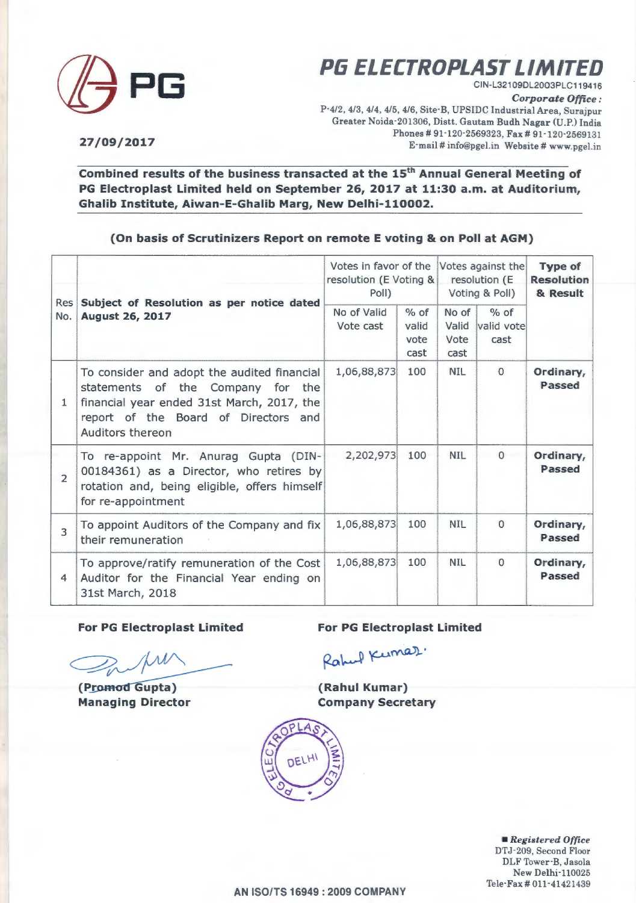# PG ELECTROPLAST LIMITED

CIN-L32109DL2003PLC119416

*Corporate Office :*
P-4/2, 4/3, 4/4, 4/5, 4/6, Site-B, UPSIDC Industrial Area, Surajpur
Greater Noida-201306, Distt. Gautam Budh Nagar (U.P.) India
Phones # 91-120-2569323, Fax # 91-120-2569131
E-mail # info@pgel.in Website # www.pgel.in

**27/09/2017**

**Combined results of the business transacted at the 15th Annual General Meeting of PG Electroplast Limited held on September 26, 2017 at 11:30 a.m. at Auditorium, Ghalib Institute, Aiwan-E-Ghalib Marg, New Delhi-110002.**

**(On basis of Scrutinizers Report on remote E voting & on Poll at AGM)**

| Res No. | Subject of Resolution as per notice dated August 26, 2017 | Votes in favor of the resolution (E Voting & Poll) | | Votes against the resolution (E Voting & Poll) | | Type of Resolution & Result |
|---|---|---|---|---|---|---|
| | | No of Valid Vote cast | % of valid vote cast | No of Valid Vote cast | % of valid vote cast | |
| 1 | To consider and adopt the audited financial statements of the Company for the financial year ended 31st March, 2017, the report of the Board of Directors and Auditors thereon | 1,06,88,873 | 100 | NIL | 0 | **Ordinary, Passed** |
| 2 | To re-appoint Mr. Anurag Gupta (DIN-00184361) as a Director, who retires by rotation and, being eligible, offers himself for re-appointment | 2,202,973 | 100 | NIL | 0 | **Ordinary, Passed** |
| 3 | To appoint Auditors of the Company and fix their remuneration | 1,06,88,873 | 100 | NIL | 0 | **Ordinary, Passed** |
| 4 | To approve/ratify remuneration of the Cost Auditor for the Financial Year ending on 31st March, 2018 | 1,06,88,873 | 100 | NIL | 0 | **Ordinary, Passed** |

**For PG Electroplast Limited**

**(Promod Gupta)**
**Managing Director**

**For PG Electroplast Limited**

Rahul Kumar

**(Rahul Kumar)**
**Company Secretary**

*Registered Office*
DTJ-209, Second Floor
DLF Tower-B, Jasola
New Delhi-110025
Tele-Fax # 011-41421439

**AN ISO/TS 16949 : 2009 COMPANY**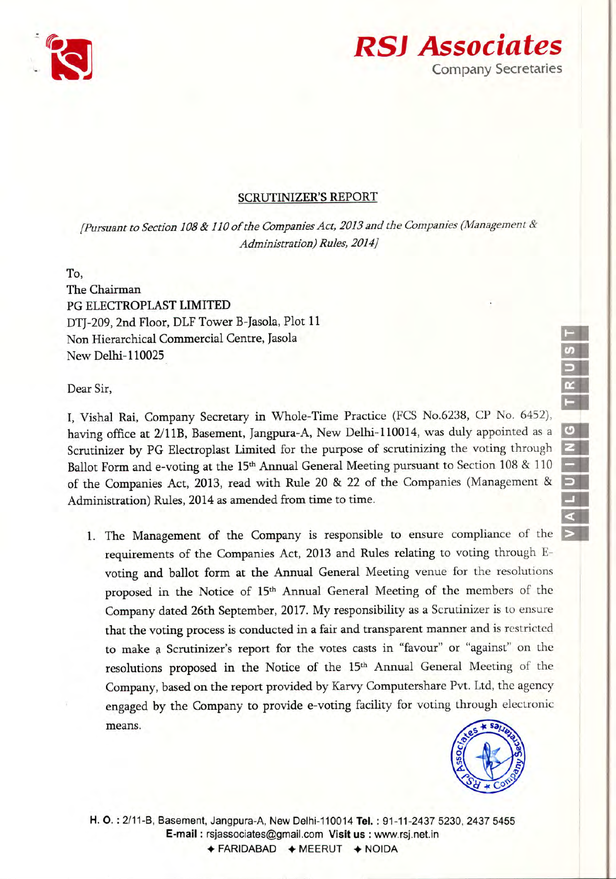**RSJ Associates**
Company Secretaries

## SCRUTINIZER'S REPORT

*[Pursuant to Section 108 & 110 of the Companies Act, 2013 and the Companies (Management & Administration) Rules, 2014]*

To,
The Chairman
PG ELECTROPLAST LIMITED
DTJ-209, 2nd Floor, DLF Tower B-Jasola, Plot 11
Non Hierarchical Commercial Centre, Jasola
New Delhi-110025

Dear Sir,

I, Vishal Rai, Company Secretary in Whole-Time Practice (FCS No.6238, CP No. 6452), having office at 2/11B, Basement, Jangpura-A, New Delhi-110014, was duly appointed as a Scrutinizer by PG Electroplast Limited for the purpose of scrutinizing the voting through Ballot Form and e-voting at the 15th Annual General Meeting pursuant to Section 108 & 110 of the Companies Act, 2013, read with Rule 20 & 22 of the Companies (Management & Administration) Rules, 2014 as amended from time to time.

1. The Management of the Company is responsible to ensure compliance of the requirements of the Companies Act, 2013 and Rules relating to voting through E-voting and ballot form at the Annual General Meeting venue for the resolutions proposed in the Notice of 15th Annual General Meeting of the members of the Company dated 26th September, 2017. My responsibility as a Scrutinizer is to ensure that the voting process is conducted in a fair and transparent manner and is restricted to make a Scrutinizer's report for the votes casts in "favour" or "against" on the resolutions proposed in the Notice of the 15th Annual General Meeting of the Company, based on the report provided by Karvy Computershare Pvt. Ltd, the agency engaged by the Company to provide e-voting facility for voting through electronic means.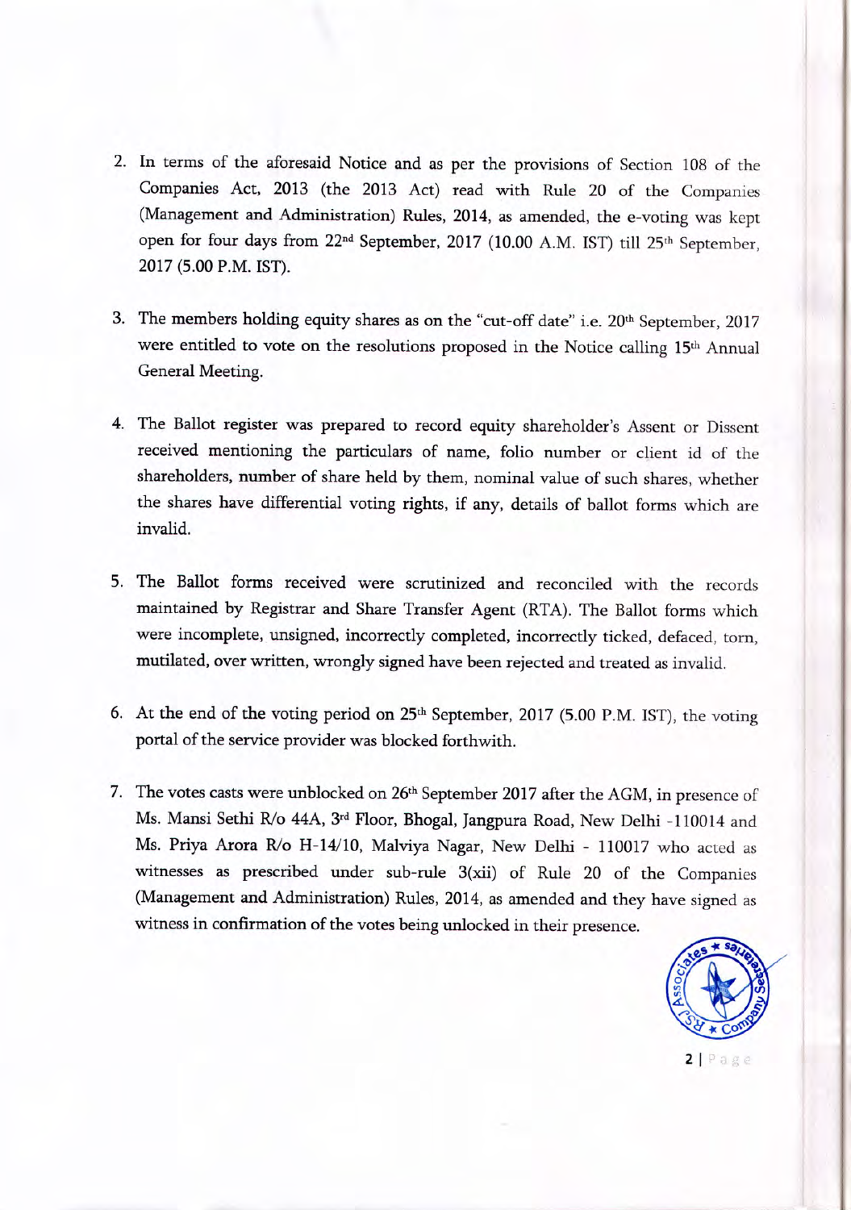2. In terms of the aforesaid Notice and as per the provisions of Section 108 of the Companies Act, 2013 (the 2013 Act) read with Rule 20 of the Companies (Management and Administration) Rules, 2014, as amended, the e-voting was kept open for four days from 22nd September, 2017 (10.00 A.M. IST) till 25th September, 2017 (5.00 P.M. IST).

3. The members holding equity shares as on the "cut-off date" i.e. 20th September, 2017 were entitled to vote on the resolutions proposed in the Notice calling 15th Annual General Meeting.

4. The Ballot register was prepared to record equity shareholder's Assent or Dissent received mentioning the particulars of name, folio number or client id of the shareholders, number of share held by them, nominal value of such shares, whether the shares have differential voting rights, if any, details of ballot forms which are invalid.

5. The Ballot forms received were scrutinized and reconciled with the records maintained by Registrar and Share Transfer Agent (RTA). The Ballot forms which were incomplete, unsigned, incorrectly completed, incorrectly ticked, defaced, torn, mutilated, over written, wrongly signed have been rejected and treated as invalid.

6. At the end of the voting period on 25th September, 2017 (5.00 P.M. IST), the voting portal of the service provider was blocked forthwith.

7. The votes casts were unblocked on 26th September 2017 after the AGM, in presence of Ms. Mansi Sethi R/o 44A, 3rd Floor, Bhogal, Jangpura Road, New Delhi -110014 and Ms. Priya Arora R/o H-14/10, Malviya Nagar, New Delhi - 110017 who acted as witnesses as prescribed under sub-rule 3(xii) of Rule 20 of the Companies (Management and Administration) Rules, 2014, as amended and they have signed as witness in confirmation of the votes being unlocked in their presence.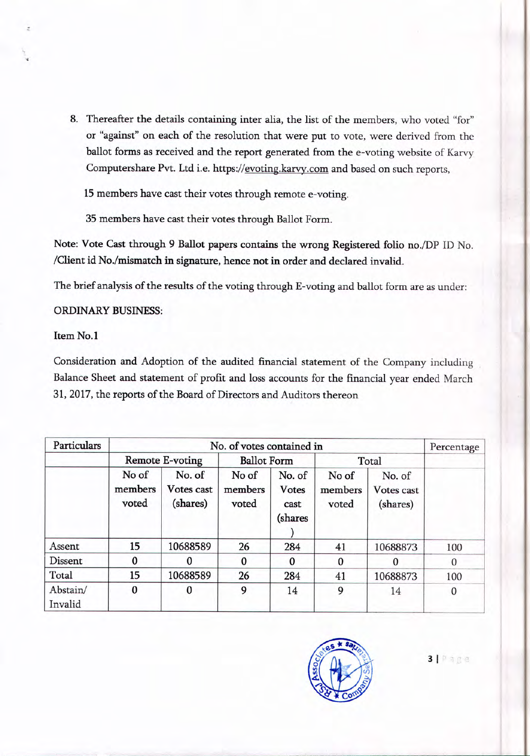8. Thereafter the details containing inter alia, the list of the members, who voted "for" or "against" on each of the resolution that were put to vote, were derived from the ballot forms as received and the report generated from the e-voting website of Karvy Computershare Pvt. Ltd i.e. https://evoting.karvy.com and based on such reports,

   **15 members have cast their votes through remote e-voting.**

   **35 members have cast their votes through Ballot Form.**

**Note: Vote Cast through 9 Ballot papers contains the wrong Registered folio no./DP ID No. /Client id No./mismatch in signature, hence not in order and declared invalid.**

The brief analysis of the results of the voting through E-voting and ballot form are as under:

**ORDINARY BUSINESS:**

**Item No.1**

Consideration and Adoption of the audited financial statement of the Company including Balance Sheet and statement of profit and loss accounts for the financial year ended March 31, 2017, the reports of the Board of Directors and Auditors thereon

| Particulars | No. of votes contained in | | | | | | Percentage |
|---|---|---|---|---|---|---|---|
| | Remote E-voting | | Ballot Form | | Total | | |
| | No of members voted | No. of Votes cast (shares) | No of members voted | No. of Votes cast (shares) | No of members voted | No. of Votes cast (shares) | |
| Assent | **15** | **10688589** | **26** | **284** | 41 | 10688873 | 100 |
| Dissent | **0** | **0** | **0** | **0** | 0 | 0 | 0 |
| Total | **15** | **10688589** | **26** | **284** | 41 | 10688873 | 100 |
| Abstain/ Invalid | **0** | **0** | 9 | 14 | 9 | 14 | 0 |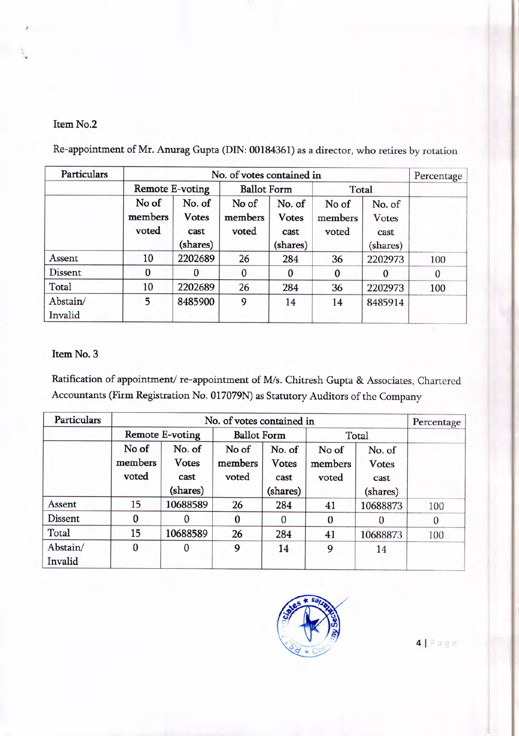Item No.2

Re-appointment of Mr. Anurag Gupta (DIN: 00184361) as a director, who retires by rotation

| Particulars | No. of votes contained in | | | | | | Percentage |
|---|---|---|---|---|---|---|---|
| | Remote E-voting | | Ballot Form | | Total | | |
| | No of members voted | No. of Votes cast (shares) | No of members voted | No. of Votes cast (shares) | No of members voted | No. of Votes cast (shares) | |
| Assent | 10 | 2202689 | 26 | 284 | 36 | 2202973 | 100 |
| Dissent | 0 | 0 | 0 | 0 | 0 | 0 | 0 |
| Total | 10 | 2202689 | 26 | 284 | 36 | 2202973 | 100 |
| Abstain/ Invalid | 5 | 8485900 | 9 | 14 | 14 | 8485914 | |

Item No. 3

Ratification of appointment/ re-appointment of M/s. Chitresh Gupta & Associates, Chartered Accountants (Firm Registration No. 017079N) as Statutory Auditors of the Company

| Particulars | No. of votes contained in | | | | | | Percentage |
|---|---|---|---|---|---|---|---|
| | Remote E-voting | | Ballot Form | | Total | | |
| | No of members voted | No. of Votes cast (shares) | No of members voted | No. of Votes cast (shares) | No of members voted | No. of Votes cast (shares) | |
| Assent | 15 | 10688589 | 26 | 284 | 41 | 10688873 | 100 |
| Dissent | 0 | 0 | 0 | 0 | 0 | 0 | 0 |
| Total | 15 | 10688589 | 26 | 284 | 41 | 10688873 | 100 |
| Abstain/ Invalid | 0 | 0 | 9 | 14 | 9 | 14 | |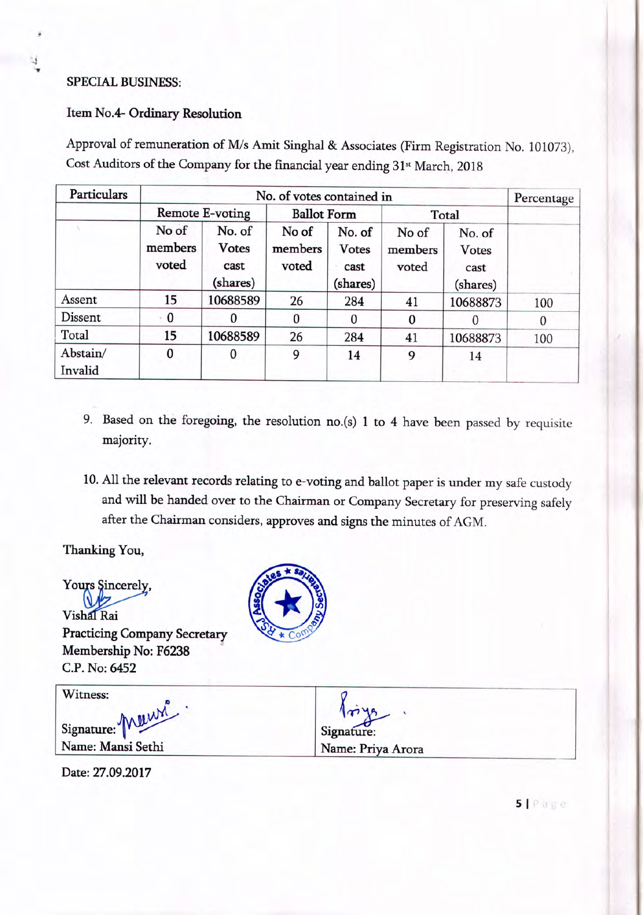SPECIAL BUSINESS:

Item No.4- Ordinary Resolution

Approval of remuneration of M/s Amit Singhal & Associates (Firm Registration No. 101073), Cost Auditors of the Company for the financial year ending 31st March, 2018

| Particulars | No. of votes contained in | | | | | | Percentage |
|---|---|---|---|---|---|---|---|
| | Remote E-voting | | Ballot Form | | Total | | |
| | No of members voted | No. of Votes cast (shares) | No of members voted | No. of Votes cast (shares) | No of members voted | No. of Votes cast (shares) | |
| Assent | 15 | 10688589 | 26 | 284 | 41 | 10688873 | 100 |
| Dissent | 0 | 0 | 0 | 0 | 0 | 0 | 0 |
| Total | 15 | 10688589 | 26 | 284 | 41 | 10688873 | 100 |
| Abstain/ Invalid | 0 | 0 | 9 | 14 | 9 | 14 | |

9. Based on the foregoing, the resolution no.(s) 1 to 4 have been passed by requisite majority.

10. All the relevant records relating to e-voting and ballot paper is under my safe custody and will be handed over to the Chairman or Company Secretary for preserving safely after the Chairman considers, approves and signs the minutes of AGM.

Thanking You,

Yours Sincerely,

Vishal Rai
Practicing Company Secretary
Membership No: F6238
C.P. No: 6452

| Witness: | |
|---|---|
| Signature: | Signature: |
| Name: Mansi Sethi | Name: Priya Arora |

Date: 27.09.2017